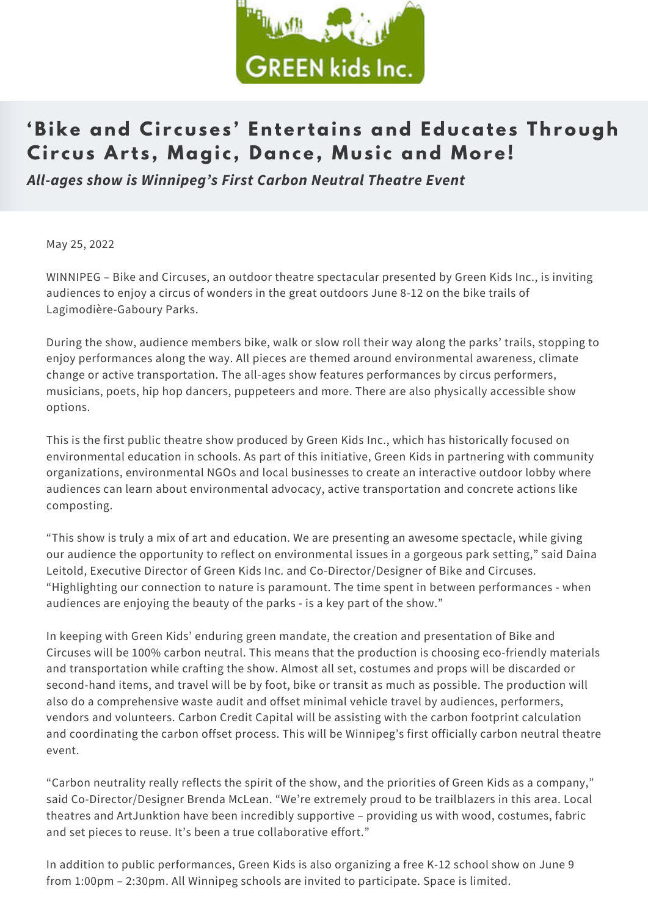GREEN kids Inc.

# 'Bike and Circuses' Entertains and Educates Through Circus Arts, Magic, Dance, Music and More!

***All-ages show is Winnipeg's First Carbon Neutral Theatre Event***

May 25, 2022

WINNIPEG – Bike and Circuses, an outdoor theatre spectacular presented by Green Kids Inc., is inviting audiences to enjoy a circus of wonders in the great outdoors June 8-12 on the bike trails of Lagimodière-Gaboury Parks.

During the show, audience members bike, walk or slow roll their way along the parks' trails, stopping to enjoy performances along the way. All pieces are themed around environmental awareness, climate change or active transportation. The all-ages show features performances by circus performers, musicians, poets, hip hop dancers, puppeteers and more. There are also physically accessible show options.

This is the first public theatre show produced by Green Kids Inc., which has historically focused on environmental education in schools. As part of this initiative, Green Kids in partnering with community organizations, environmental NGOs and local businesses to create an interactive outdoor lobby where audiences can learn about environmental advocacy, active transportation and concrete actions like composting.

"This show is truly a mix of art and education. We are presenting an awesome spectacle, while giving our audience the opportunity to reflect on environmental issues in a gorgeous park setting," said Daina Leitold, Executive Director of Green Kids Inc. and Co-Director/Designer of Bike and Circuses. "Highlighting our connection to nature is paramount. The time spent in between performances - when audiences are enjoying the beauty of the parks - is a key part of the show."

In keeping with Green Kids' enduring green mandate, the creation and presentation of Bike and Circuses will be 100% carbon neutral. This means that the production is choosing eco-friendly materials and transportation while crafting the show. Almost all set, costumes and props will be discarded or second-hand items, and travel will be by foot, bike or transit as much as possible. The production will also do a comprehensive waste audit and offset minimal vehicle travel by audiences, performers, vendors and volunteers. Carbon Credit Capital will be assisting with the carbon footprint calculation and coordinating the carbon offset process. This will be Winnipeg's first officially carbon neutral theatre event.

"Carbon neutrality really reflects the spirit of the show, and the priorities of Green Kids as a company," said Co-Director/Designer Brenda McLean. "We're extremely proud to be trailblazers in this area. Local theatres and ArtJunktion have been incredibly supportive – providing us with wood, costumes, fabric and set pieces to reuse. It's been a true collaborative effort."

In addition to public performances, Green Kids is also organizing a free K-12 school show on June 9 from 1:00pm – 2:30pm. All Winnipeg schools are invited to participate. Space is limited.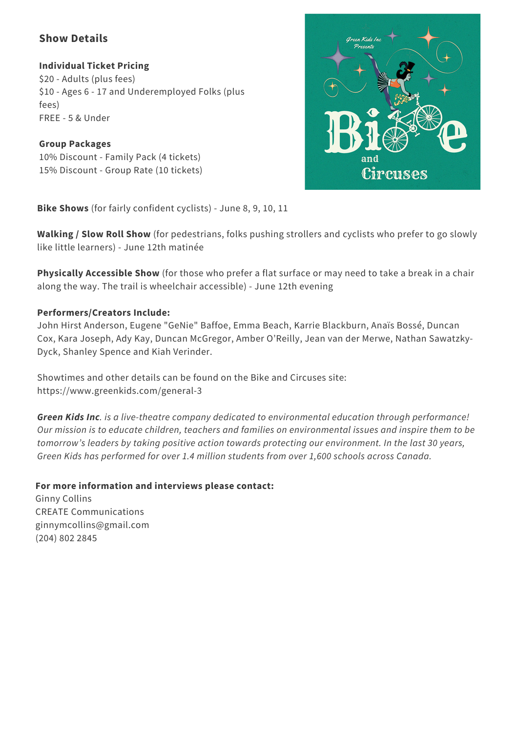## Show Details

### Individual Ticket Pricing

$20 - Adults (plus fees)
$10 - Ages 6 - 17 and Underemployed Folks (plus fees)
FREE - 5 & Under

### Group Packages

10% Discount - Family Pack (4 tickets)
15% Discount - Group Rate (10 tickets)

**Bike Shows** (for fairly confident cyclists) - June 8, 9, 10, 11

**Walking / Slow Roll Show** (for pedestrians, folks pushing strollers and cyclists who prefer to go slowly like little learners) - June 12th matinée

**Physically Accessible Show** (for those who prefer a flat surface or may need to take a break in a chair along the way. The trail is wheelchair accessible) - June 12th evening

**Performers/Creators Include:**
John Hirst Anderson, Eugene "GeNie" Baffoe, Emma Beach, Karrie Blackburn, Anaïs Bossé, Duncan Cox, Kara Joseph, Ady Kay, Duncan McGregor, Amber O'Reilly, Jean van der Merwe, Nathan Sawatzky-Dyck, Shanley Spence and Kiah Verinder.

Showtimes and other details can be found on the Bike and Circuses site:
https://www.greenkids.com/general-3

***Green Kids Inc**. is a live-theatre company dedicated to environmental education through performance! Our mission is to educate children, teachers and families on environmental issues and inspire them to be tomorrow's leaders by taking positive action towards protecting our environment. In the last 30 years, Green Kids has performed for over 1.4 million students from over 1,600 schools across Canada.*

**For more information and interviews please contact:**
Ginny Collins
CREATE Communications
ginnymcollins@gmail.com
(204) 802 2845